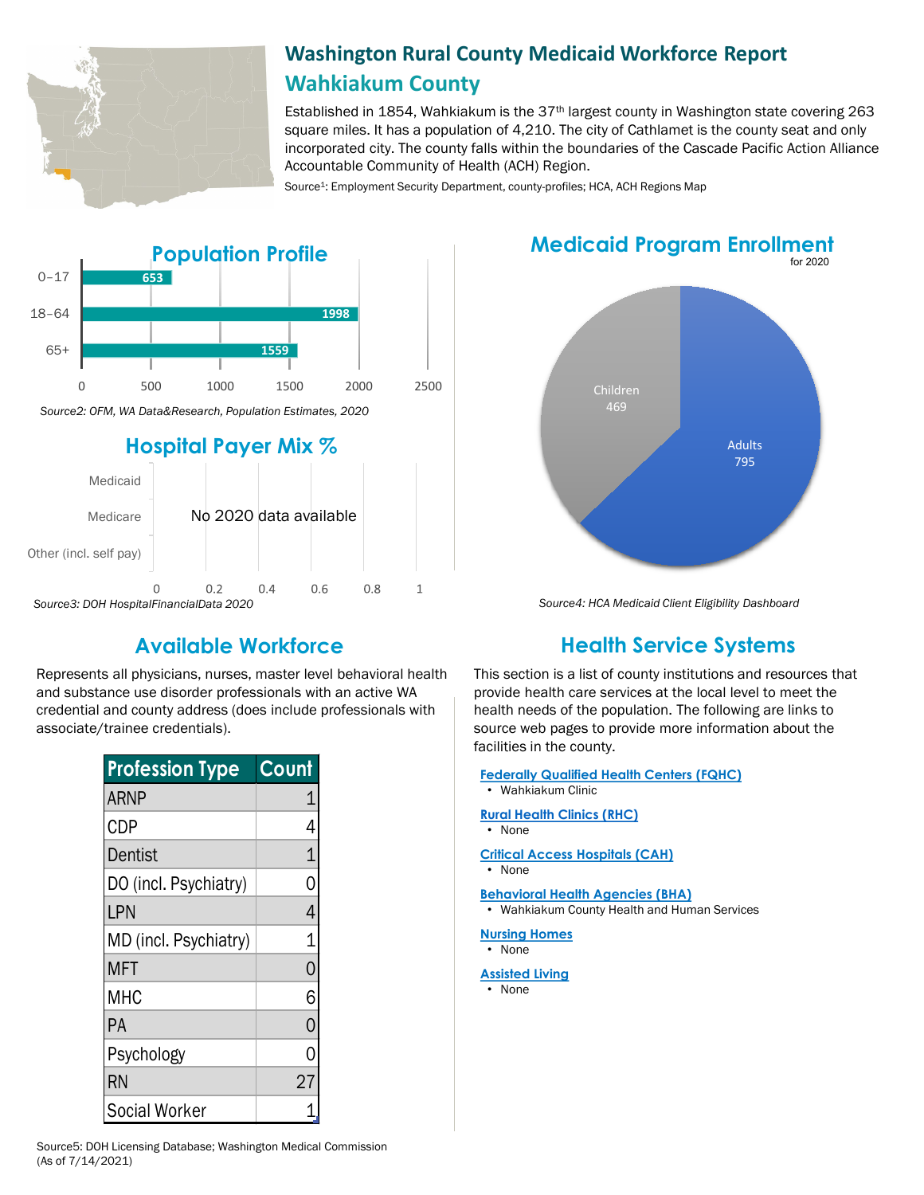# Washington Rural County Medicaid Workforce Report

## Wahkiakum County

Established in 1854, Wahkiakum is the 37th largest county in Washington state covering 263 square miles. It has a population of 4,210. The city of Cathlamet is the county seat and only incorporated city. The county falls within the boundaries of the Cascade Pacific Action Alliance Accountable Community of Health (ACH) Region.

Source[1]: Employment Security Department, county-profiles; HCA, ACH Regions Map

## Population Profile

0–17
653
18–64
1998
65+
1559

0 500 1000 1500 2000 2500

*Source2: OFM, WA Data&Research, Population Estimates, 2020*

## Hospital Payer Mix %

Medicaid
Medicare
Other (incl. self pay)

No 2020 data available

0 0.2 0.4 0.6 0.8 1

*Source3: DOH HospitalFinancialData 2020*

## Medicaid Program Enrollment

for 2020

Children
469

Adults
795

*Source4: HCA Medicaid Client Eligibility Dashboard*

## Available Workforce

Represents all physicians, nurses, master level behavioral health and substance use disorder professionals with an active WA credential and county address (does include professionals with associate/trainee credentials).

| Profession Type | Count |
|---|---|
| ARNP | 1 |
| CDP | 4 |
| Dentist | 1 |
| DO (incl. Psychiatry) | 0 |
| LPN | 4 |
| MD (incl. Psychiatry) | 1 |
| MFT | 0 |
| MHC | 6 |
| PA | 0 |
| Psychology | 0 |
| RN | 27 |
| Social Worker | 1 |

Source5: DOH Licensing Database; Washington Medical Commission
(As of 7/14/2021)

## Health Service Systems

This section is a list of county institutions and resources that provide health care services at the local level to meet the health needs of the population. The following are links to source web pages to provide more information about the facilities in the county.

**Federally Qualified Health Centers (FQHC)**
- Wahkiakum Clinic

**Rural Health Clinics (RHC)**
- None

**Critical Access Hospitals (CAH)**
- None

**Behavioral Health Agencies (BHA)**
- Wahkiakum County Health and Human Services

**Nursing Homes**
- None

**Assisted Living**
- None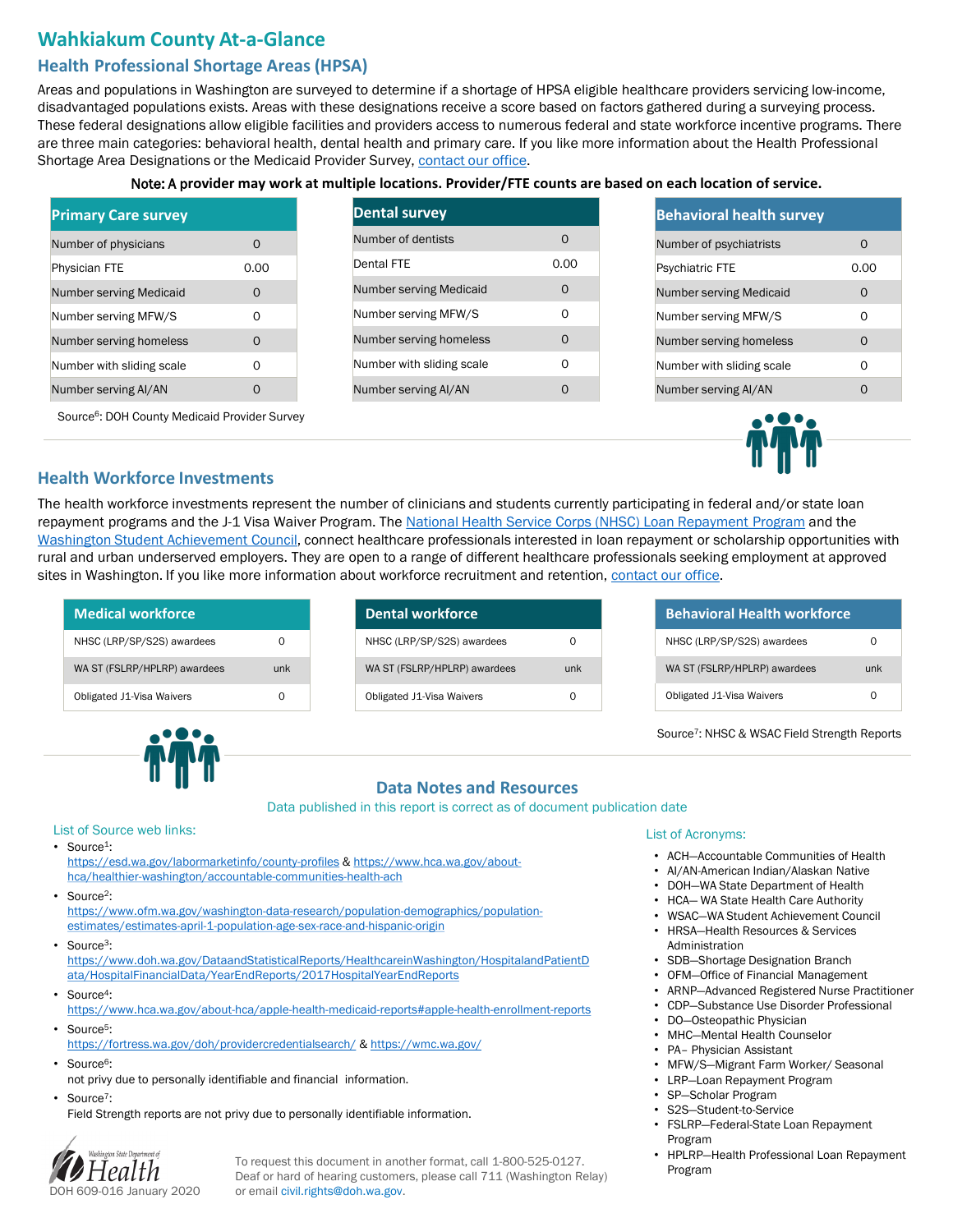# Wahkiakum County At-a-Glance

## Health Professional Shortage Areas (HPSA)

Areas and populations in Washington are surveyed to determine if a shortage of HPSA eligible healthcare providers servicing low-income, disadvantaged populations exists. Areas with these designations receive a score based on factors gathered during a surveying process. These federal designations allow eligible facilities and providers access to numerous federal and state workforce incentive programs. There are three main categories: behavioral health, dental health and primary care. If you like more information about the Health Professional Shortage Area Designations or the Medicaid Provider Survey, contact our office.

**Note: A provider may work at multiple locations. Provider/FTE counts are based on each location of service.**

| Primary Care survey | |
|---|---|
| Number of physicians | 0 |
| Physician FTE | 0.00 |
| Number serving Medicaid | 0 |
| Number serving MFW/S | 0 |
| Number serving homeless | 0 |
| Number with sliding scale | 0 |
| Number serving AI/AN | 0 |

| Dental survey | |
|---|---|
| Number of dentists | 0 |
| Dental FTE | 0.00 |
| Number serving Medicaid | 0 |
| Number serving MFW/S | 0 |
| Number serving homeless | 0 |
| Number with sliding scale | 0 |
| Number serving AI/AN | 0 |

| Behavioral health survey | |
|---|---|
| Number of psychiatrists | 0 |
| Psychiatric FTE | 0.00 |
| Number serving Medicaid | 0 |
| Number serving MFW/S | 0 |
| Number serving homeless | 0 |
| Number with sliding scale | 0 |
| Number serving AI/AN | 0 |

Source[6]: DOH County Medicaid Provider Survey

## Health Workforce Investments

The health workforce investments represent the number of clinicians and students currently participating in federal and/or state loan repayment programs and the J-1 Visa Waiver Program. The National Health Service Corps (NHSC) Loan Repayment Program and the Washington Student Achievement Council, connect healthcare professionals interested in loan repayment or scholarship opportunities with rural and urban underserved employers. They are open to a range of different healthcare professionals seeking employment at approved sites in Washington. If you like more information about workforce recruitment and retention, contact our office.

| Medical workforce | |
|---|---|
| NHSC (LRP/SP/S2S) awardees | 0 |
| WA ST (FSLRP/HPLRP) awardees | unk |
| Obligated J1-Visa Waivers | 0 |

| Dental workforce | |
|---|---|
| NHSC (LRP/SP/S2S) awardees | 0 |
| WA ST (FSLRP/HPLRP) awardees | unk |
| Obligated J1-Visa Waivers | 0 |

| Behavioral Health workforce | |
|---|---|
| NHSC (LRP/SP/S2S) awardees | 0 |
| WA ST (FSLRP/HPLRP) awardees | unk |
| Obligated J1-Visa Waivers | 0 |

Source[7]: NHSC & WSAC Field Strength Reports

## Data Notes and Resources

Data published in this report is correct as of document publication date

### List of Source web links:

- Source[1]: https://esd.wa.gov/labormarketinfo/county-profiles & https://www.hca.wa.gov/about-hca/healthier-washington/accountable-communities-health-ach
- Source[2]: https://www.ofm.wa.gov/washington-data-research/population-demographics/population-estimates/estimates-april-1-population-age-sex-race-and-hispanic-origin
- Source[3]: https://www.doh.wa.gov/DataandStatisticalReports/HealthcareinWashington/HospitalandPatientData/HospitalFinancialData/YearEndReports/2017HospitalYearEndReports
- Source[4]: https://www.hca.wa.gov/about-hca/apple-health-medicaid-reports#apple-health-enrollment-reports
- Source[5]: https://fortress.wa.gov/doh/providercredentialsearch/ & https://wmc.wa.gov/
- Source[6]: not privy due to personally identifiable and financial information.
- Source[7]: Field Strength reports are not privy due to personally identifiable information.

### List of Acronyms:

- ACH—Accountable Communities of Health
- AI/AN-American Indian/Alaskan Native
- DOH—WA State Department of Health
- HCA— WA State Health Care Authority
- WSAC—WA Student Achievement Council
- HRSA—Health Resources & Services Administration
- SDB—Shortage Designation Branch
- OFM—Office of Financial Management
- ARNP—Advanced Registered Nurse Practitioner
- CDP—Substance Use Disorder Professional
- DO—Osteopathic Physician
- MHC—Mental Health Counselor
- PA– Physician Assistant
- MFW/S—Migrant Farm Worker/ Seasonal
- LRP—Loan Repayment Program
- SP—Scholar Program
- S2S—Student-to-Service
- FSLRP—Federal-State Loan Repayment Program
- HPLRP—Health Professional Loan Repayment Program

Washington State Department of Health

DOH 609-016 January 2020

To request this document in another format, call 1-800-525-0127. Deaf or hard of hearing customers, please call 711 (Washington Relay) or email civil.rights@doh.wa.gov.